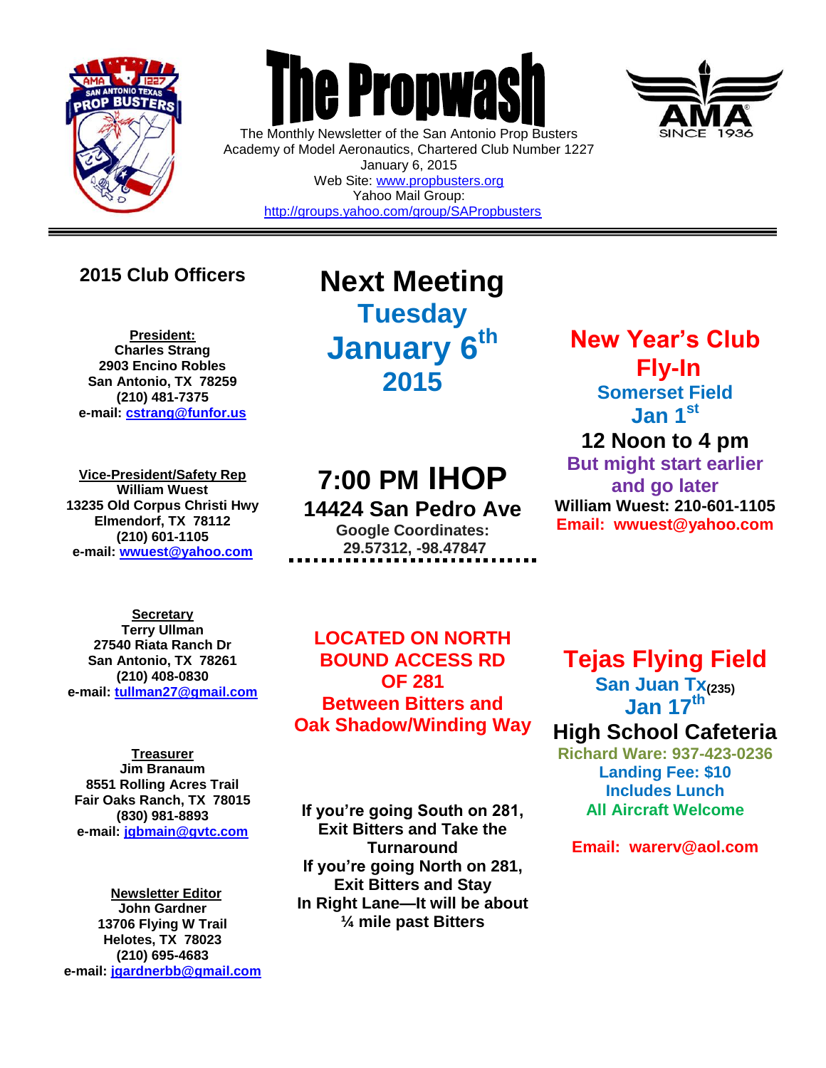# The Propwash

The Monthly Newsletter of the San Antonio Prop Busters
Academy of Model Aeronautics, Chartered Club Number 1227
January 6, 2015
Web Site: www.propbusters.org
Yahoo Mail Group:
http://groups.yahoo.com/group/SAPropbusters

---

## 2015 Club Officers

**President:**
**Charles Strang**
**2903 Encino Robles**
**San Antonio, TX 78259**
**(210) 481-7375**
**e-mail: cstrang@funfor.us**

**Vice-President/Safety Rep**
**William Wuest**
**13235 Old Corpus Christi Hwy**
**Elmendorf, TX 78112**
**(210) 601-1105**
**e-mail: wwuest@yahoo.com**

**Secretary**
**Terry Ullman**
**27540 Riata Ranch Dr**
**San Antonio, TX 78261**
**(210) 408-0830**
**e-mail: tullman27@gmail.com**

**Treasurer**
**Jim Branaum**
**8551 Rolling Acres Trail**
**Fair Oaks Ranch, TX 78015**
**(830) 981-8893**
**e-mail: jgbmain@gvtc.com**

**Newsletter Editor**
**John Gardner**
**13706 Flying W Trail**
**Helotes, TX 78023**
**(210) 695-4683**
**e-mail: jgardnerbb@gmail.com**

## Next Meeting

**Tuesday**
**January 6th**
**2015**

**7:00 PM IHOP**
**14424 San Pedro Ave**
**Google Coordinates:**
**29.57312, -98.47847**

**LOCATED ON NORTH BOUND ACCESS RD OF 281**
**Between Bitters and Oak Shadow/Winding Way**

**If you're going South on 281, Exit Bitters and Take the Turnaround**
**If you're going North on 281, Exit Bitters and Stay In Right Lane—It will be about ¼ mile past Bitters**

## New Year's Club Fly-In

**Somerset Field**
**Jan 1st**
**12 Noon to 4 pm**
**But might start earlier and go later**
**William Wuest: 210-601-1105**
**Email: wwuest@yahoo.com**

## Tejas Flying Field

**San Juan Tx(235)**
**Jan 17th**
**High School Cafeteria**
**Richard Ware: 937-423-0236**
**Landing Fee: $10**
**Includes Lunch**
**All Aircraft Welcome**

**Email: warerv@aol.com**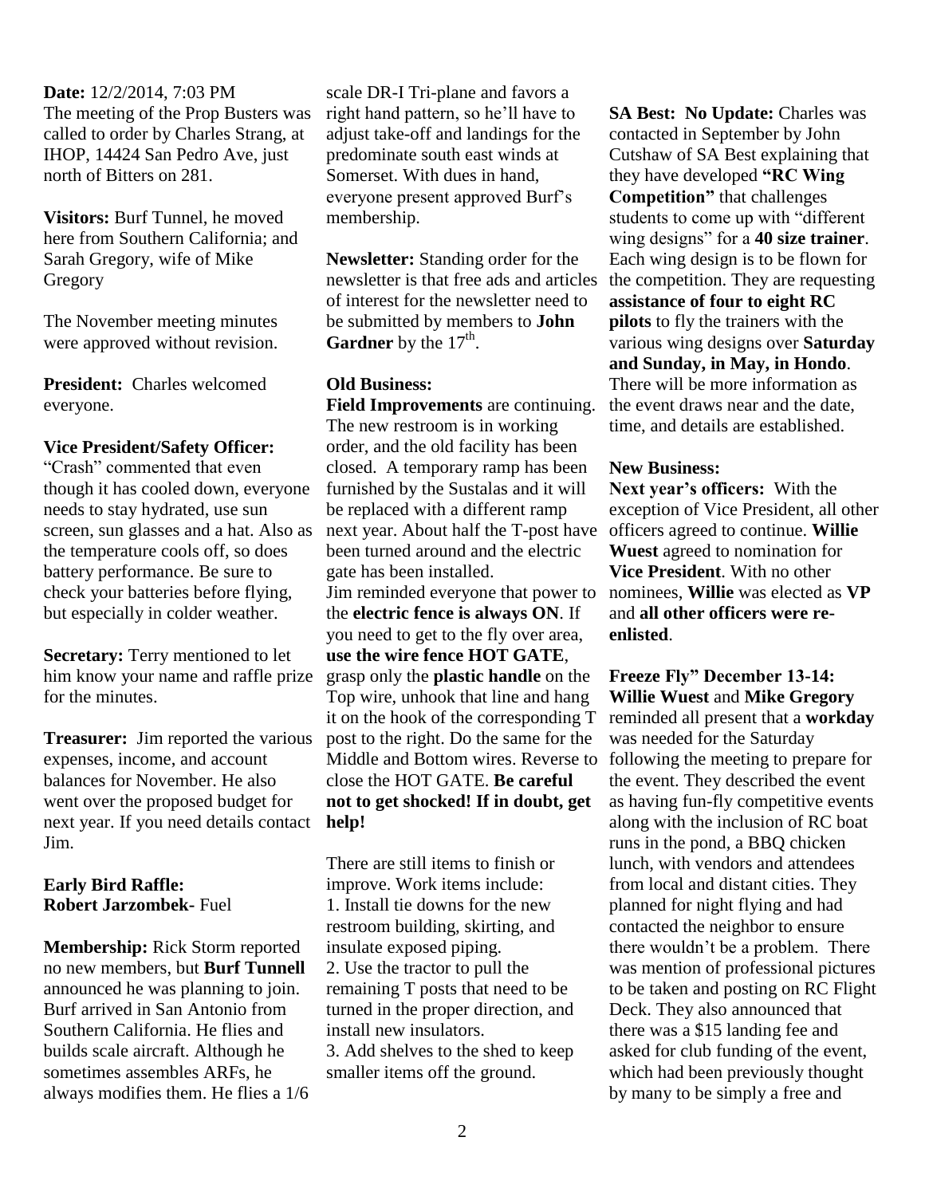**Date:** 12/2/2014, 7:03 PM
The meeting of the Prop Busters was called to order by Charles Strang, at IHOP, 14424 San Pedro Ave, just north of Bitters on 281.

**Visitors:** Burf Tunnel, he moved here from Southern California; and Sarah Gregory, wife of Mike Gregory

The November meeting minutes were approved without revision.

**President:** Charles welcomed everyone.

**Vice President/Safety Officer:** "Crash" commented that even though it has cooled down, everyone needs to stay hydrated, use sun screen, sun glasses and a hat. Also as the temperature cools off, so does battery performance. Be sure to check your batteries before flying, but especially in colder weather.

**Secretary:** Terry mentioned to let him know your name and raffle prize for the minutes.

**Treasurer:** Jim reported the various expenses, income, and account balances for November. He also went over the proposed budget for next year. If you need details contact Jim.

**Early Bird Raffle:**
**Robert Jarzombek-** Fuel

**Membership:** Rick Storm reported no new members, but **Burf Tunnell** announced he was planning to join. Burf arrived in San Antonio from Southern California. He flies and builds scale aircraft. Although he sometimes assembles ARFs, he always modifies them. He flies a 1/6 scale DR-I Tri-plane and favors a right hand pattern, so he'll have to adjust take-off and landings for the predominate south east winds at Somerset. With dues in hand, everyone present approved Burf's membership.

**Newsletter:** Standing order for the newsletter is that free ads and articles of interest for the newsletter need to be submitted by members to **John Gardner** by the 17th.

**Old Business:**
**Field Improvements** are continuing. The new restroom is in working order, and the old facility has been closed. A temporary ramp has been furnished by the Sustalas and it will be replaced with a different ramp next year. About half the T-post have been turned around and the electric gate has been installed.
Jim reminded everyone that power to the **electric fence is always ON**. If you need to get to the fly over area, **use the wire fence HOT GATE**, grasp only the **plastic handle** on the Top wire, unhook that line and hang it on the hook of the corresponding T post to the right. Do the same for the Middle and Bottom wires. Reverse to close the HOT GATE. **Be careful not to get shocked! If in doubt, get help!**

There are still items to finish or improve. Work items include:
1. Install tie downs for the new restroom building, skirting, and insulate exposed piping.
2. Use the tractor to pull the remaining T posts that need to be turned in the proper direction, and install new insulators.
3. Add shelves to the shed to keep smaller items off the ground.

**SA Best: No Update:** Charles was contacted in September by John Cutshaw of SA Best explaining that they have developed **"RC Wing Competition"** that challenges students to come up with "different wing designs" for a **40 size trainer**. Each wing design is to be flown for the competition. They are requesting **assistance of four to eight RC pilots** to fly the trainers with the various wing designs over **Saturday and Sunday, in May, in Hondo**. There will be more information as the event draws near and the date, time, and details are established.

**New Business:**
**Next year's officers:** With the exception of Vice President, all other officers agreed to continue. **Willie Wuest** agreed to nomination for **Vice President**. With no other nominees, **Willie** was elected as **VP** and **all other officers were re-enlisted**.

**Freeze Fly" December 13-14: Willie Wuest** and **Mike Gregory** reminded all present that a **workday** was needed for the Saturday following the meeting to prepare for the event. They described the event as having fun-fly competitive events along with the inclusion of RC boat runs in the pond, a BBQ chicken lunch, with vendors and attendees from local and distant cities. They planned for night flying and had contacted the neighbor to ensure there wouldn't be a problem. There was mention of professional pictures to be taken and posting on RC Flight Deck. They also announced that there was a $15 landing fee and asked for club funding of the event, which had been previously thought by many to be simply a free and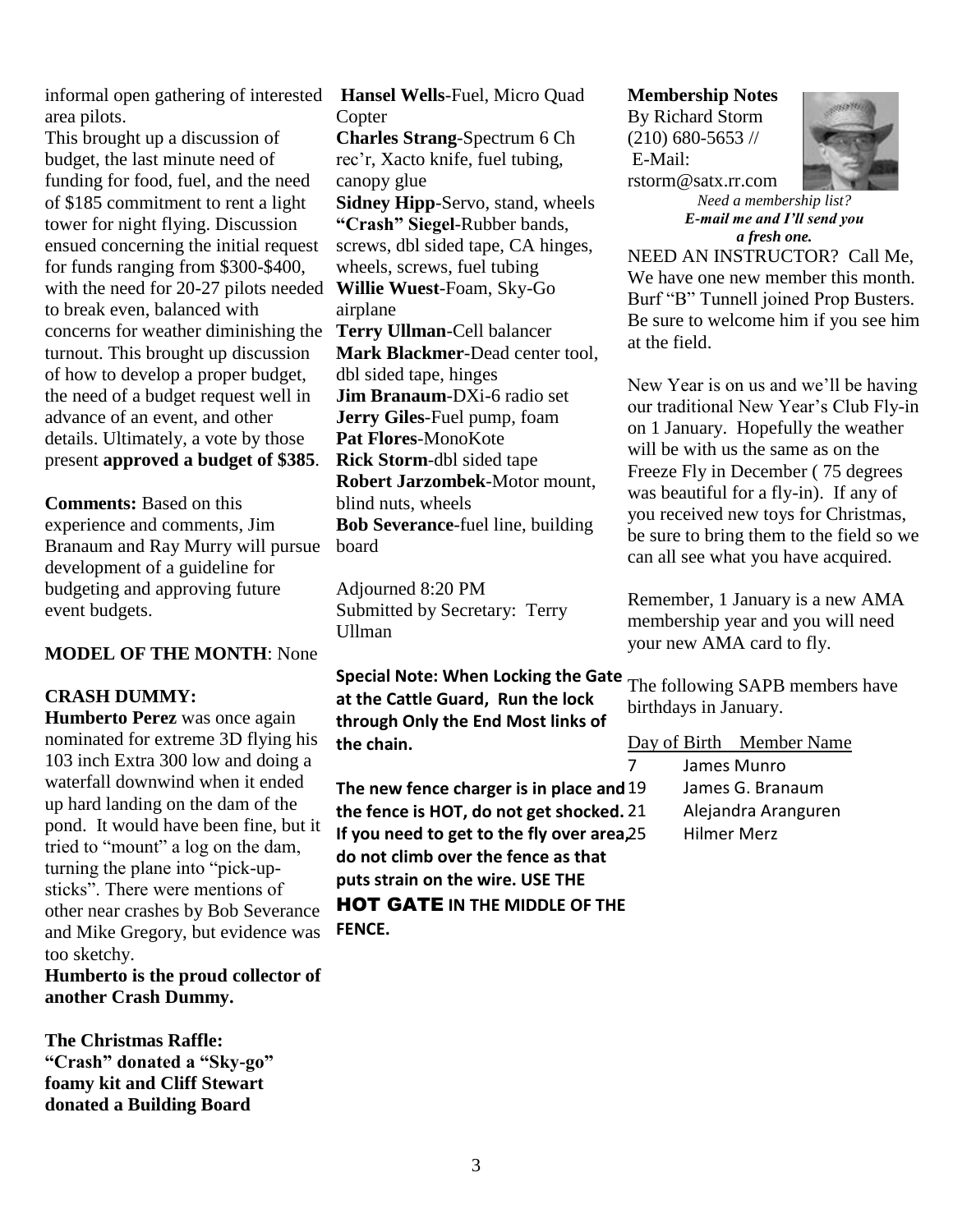informal open gathering of interested area pilots.

This brought up a discussion of budget, the last minute need of funding for food, fuel, and the need of $185 commitment to rent a light tower for night flying. Discussion ensued concerning the initial request for funds ranging from $300-$400, with the need for 20-27 pilots needed to break even, balanced with concerns for weather diminishing the turnout. This brought up discussion of how to develop a proper budget, the need of a budget request well in advance of an event, and other details. Ultimately, a vote by those present **approved a budget of $385**.

**Comments:** Based on this experience and comments, Jim Branaum and Ray Murry will pursue development of a guideline for budgeting and approving future event budgets.

**MODEL OF THE MONTH**: None

**CRASH DUMMY:**

**Humberto Perez** was once again nominated for extreme 3D flying his 103 inch Extra 300 low and doing a waterfall downwind when it ended up hard landing on the dam of the pond. It would have been fine, but it tried to "mount" a log on the dam, turning the plane into "pick-up-sticks". There were mentions of other near crashes by Bob Severance and Mike Gregory, but evidence was too sketchy.

**Humberto is the proud collector of another Crash Dummy.**

**The Christmas Raffle:**
**"Crash" donated a "Sky-go" foamy kit and Cliff Stewart donated a Building Board**

**Hansel Wells**-Fuel, Micro Quad Copter
**Charles Strang**-Spectrum 6 Ch rec'r, Xacto knife, fuel tubing, canopy glue
**Sidney Hipp**-Servo, stand, wheels
**"Crash" Siegel**-Rubber bands, screws, dbl sided tape, CA hinges, wheels, screws, fuel tubing
**Willie Wuest**-Foam, Sky-Go airplane
**Terry Ullman**-Cell balancer
**Mark Blackmer**-Dead center tool, dbl sided tape, hinges
**Jim Branaum**-DXi-6 radio set
**Jerry Giles**-Fuel pump, foam
**Pat Flores**-MonoKote
**Rick Storm**-dbl sided tape
**Robert Jarzombek**-Motor mount, blind nuts, wheels
**Bob Severance**-fuel line, building board

Adjourned 8:20 PM
Submitted by Secretary: Terry Ullman

**Special Note: When Locking the Gate at the Cattle Guard, Run the lock through Only the End Most links of the chain.**

**The new fence charger is in place and the fence is HOT, do not get shocked. If you need to get to the fly over area, do not climb over the fence as that puts strain on the wire. USE THE HOT GATE IN THE MIDDLE OF THE FENCE.**

**Membership Notes**
By Richard Storm
(210) 680-5653 //
E-Mail:
rstorm@satx.rr.com

*Need a membership list?*
***E-mail me and I'll send you a fresh one.***

NEED AN INSTRUCTOR? Call Me, We have one new member this month. Burf "B" Tunnell joined Prop Busters. Be sure to welcome him if you see him at the field.

New Year is on us and we'll be having our traditional New Year's Club Fly-in on 1 January. Hopefully the weather will be with us the same as on the Freeze Fly in December ( 75 degrees was beautiful for a fly-in). If any of you received new toys for Christmas, be sure to bring them to the field so we can all see what you have acquired.

Remember, 1 January is a new AMA membership year and you will need your new AMA card to fly.

The following SAPB members have birthdays in January.

| Day of Birth | Member Name |
|---|---|
| 7 | James Munro |
| 19 | James G. Branaum |
| 21 | Alejandra Aranguren |
| 25 | Hilmer Merz |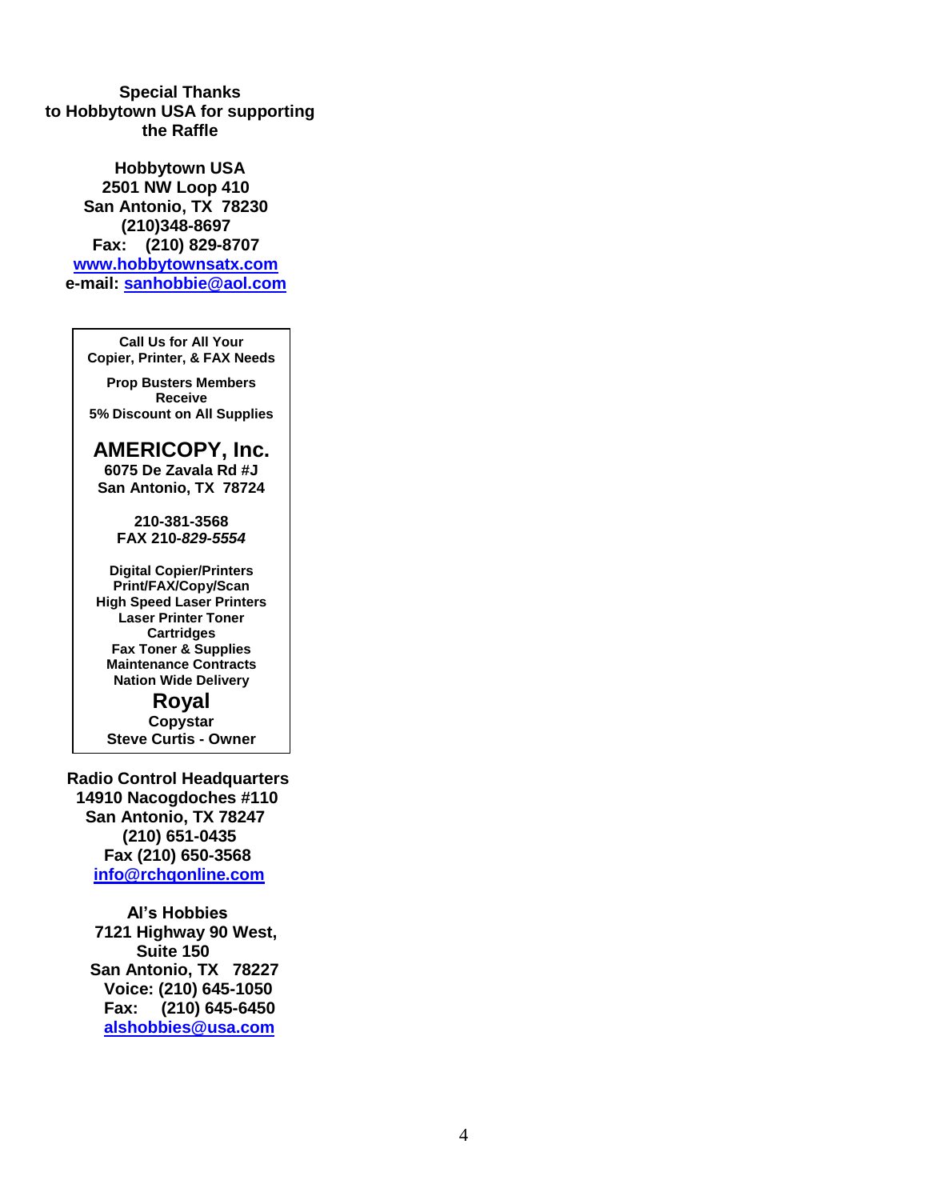**Special Thanks**
**to Hobbytown USA for supporting**
**the Raffle**

**Hobbytown USA**
**2501 NW Loop 410**
**San Antonio, TX 78230**
**(210)348-8697**
**Fax: (210) 829-8707**
**www.hobbytownsatx.com**
**e-mail: sanhobbie@aol.com**

---

**Call Us for All Your**
**Copier, Printer, & FAX Needs**

**Prop Busters Members**
**Receive**
**5% Discount on All Supplies**

## AMERICOPY, Inc.

**6075 De Zavala Rd #J**
**San Antonio, TX 78724**

**210-381-3568**
**FAX 210-*829-5554***

**Digital Copier/Printers**
**Print/FAX/Copy/Scan**
**High Speed Laser Printers**
**Laser Printer Toner**
**Cartridges**
**Fax Toner & Supplies**
**Maintenance Contracts**
**Nation Wide Delivery**

**Royal**
**Copystar**
**Steve Curtis - Owner**

---

**Radio Control Headquarters**
**14910 Nacogdoches #110**
**San Antonio, TX 78247**
**(210) 651-0435**
**Fax (210) 650-3568**
**info@rchqonline.com**

**Al's Hobbies**
**7121 Highway 90 West,**
**Suite 150**
**San Antonio, TX 78227**
**Voice: (210) 645-1050**
**Fax: (210) 645-6450**
**alshobbies@usa.com**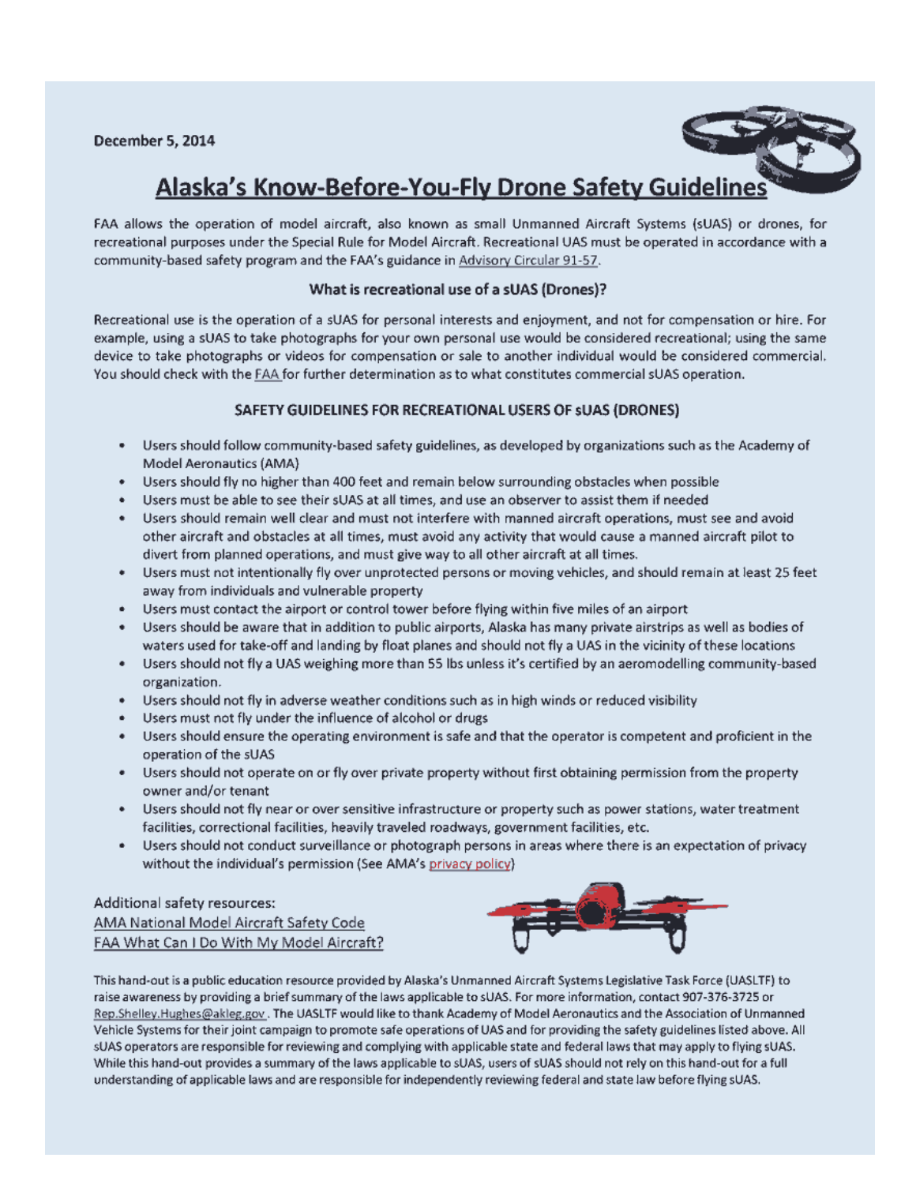December 5, 2014

# Alaska's Know-Before-You-Fly Drone Safety Guidelines

FAA allows the operation of model aircraft, also known as small Unmanned Aircraft Systems (sUAS) or drones, for recreational purposes under the Special Rule for Model Aircraft. Recreational UAS must be operated in accordance with a community-based safety program and the FAA's guidance in Advisory Circular 91-57.

### What is recreational use of a sUAS (Drones)?

Recreational use is the operation of a sUAS for personal interests and enjoyment, and not for compensation or hire. For example, using a sUAS to take photographs for your own personal use would be considered recreational; using the same device to take photographs or videos for compensation or sale to another individual would be considered commercial. You should check with the FAA for further determination as to what constitutes commercial sUAS operation.

### SAFETY GUIDELINES FOR RECREATIONAL USERS OF sUAS (DRONES)

- Users should follow community-based safety guidelines, as developed by organizations such as the Academy of Model Aeronautics (AMA)
- Users should fly no higher than 400 feet and remain below surrounding obstacles when possible
- Users must be able to see their sUAS at all times, and use an observer to assist them if needed
- Users should remain well clear and must not interfere with manned aircraft operations, must see and avoid other aircraft and obstacles at all times, must avoid any activity that would cause a manned aircraft pilot to divert from planned operations, and must give way to all other aircraft at all times.
- Users must not intentionally fly over unprotected persons or moving vehicles, and should remain at least 25 feet away from individuals and vulnerable property
- Users must contact the airport or control tower before flying within five miles of an airport
- Users should be aware that in addition to public airports, Alaska has many private airstrips as well as bodies of waters used for take-off and landing by float planes and should not fly a UAS in the vicinity of these locations
- Users should not fly a UAS weighing more than 55 lbs unless it's certified by an aeromodelling community-based organization.
- Users should not fly in adverse weather conditions such as in high winds or reduced visibility
- Users must not fly under the influence of alcohol or drugs
- Users should ensure the operating environment is safe and that the operator is competent and proficient in the operation of the sUAS
- Users should not operate on or fly over private property without first obtaining permission from the property owner and/or tenant
- Users should not fly near or over sensitive infrastructure or property such as power stations, water treatment facilities, correctional facilities, heavily traveled roadways, government facilities, etc.
- Users should not conduct surveillance or photograph persons in areas where there is an expectation of privacy without the individual's permission (See AMA's privacy policy)

Additional safety resources:
AMA National Model Aircraft Safety Code
FAA What Can I Do With My Model Aircraft?

This hand-out is a public education resource provided by Alaska's Unmanned Aircraft Systems Legislative Task Force (UASLTF) to raise awareness by providing a brief summary of the laws applicable to sUAS. For more information, contact 907-376-3725 or Rep.Shelley.Hughes@akleg.gov. The UASLTF would like to thank Academy of Model Aeronautics and the Association of Unmanned Vehicle Systems for their joint campaign to promote safe operations of UAS and for providing the safety guidelines listed above. All sUAS operators are responsible for reviewing and complying with applicable state and federal laws that may apply to flying sUAS. While this hand-out provides a summary of the laws applicable to sUAS, users of sUAS should not rely on this hand-out for a full understanding of applicable laws and are responsible for independently reviewing federal and state law before flying sUAS.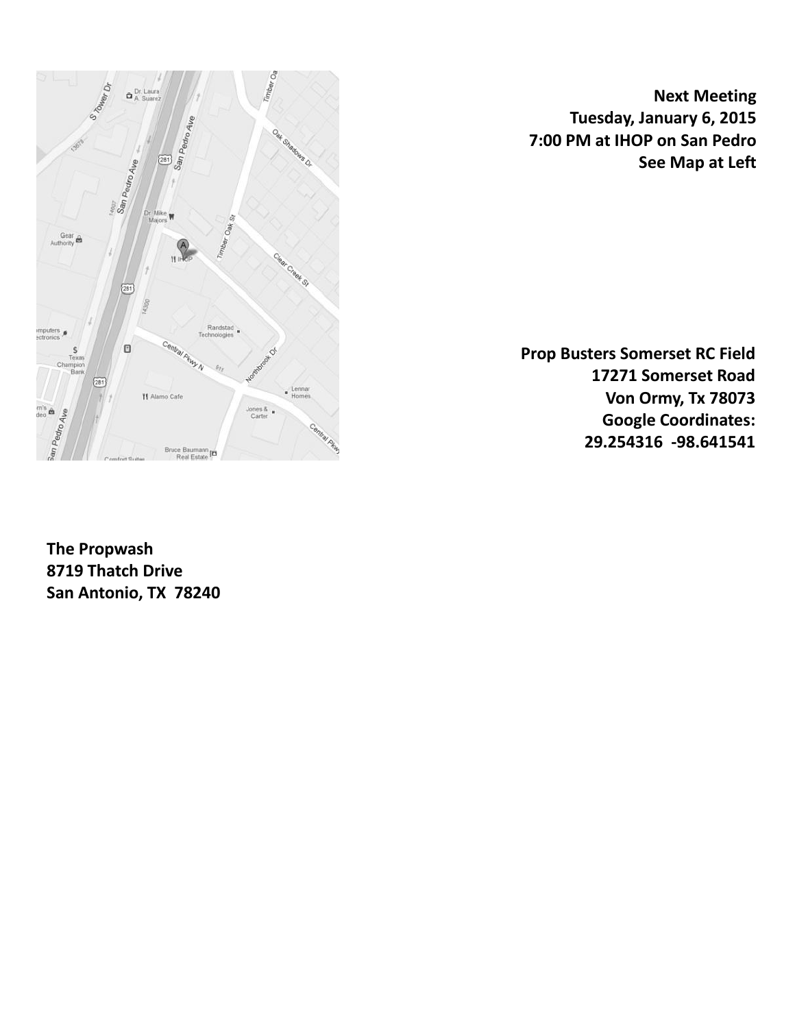**Next Meeting**
**Tuesday, January 6, 2015**
**7:00 PM at IHOP on San Pedro**
**See Map at Left**

**Prop Busters Somerset RC Field**
**17271 Somerset Road**
**Von Ormy, Tx 78073**
**Google Coordinates:**
**29.254316 -98.641541**

**The Propwash**
**8719 Thatch Drive**
**San Antonio, TX 78240**